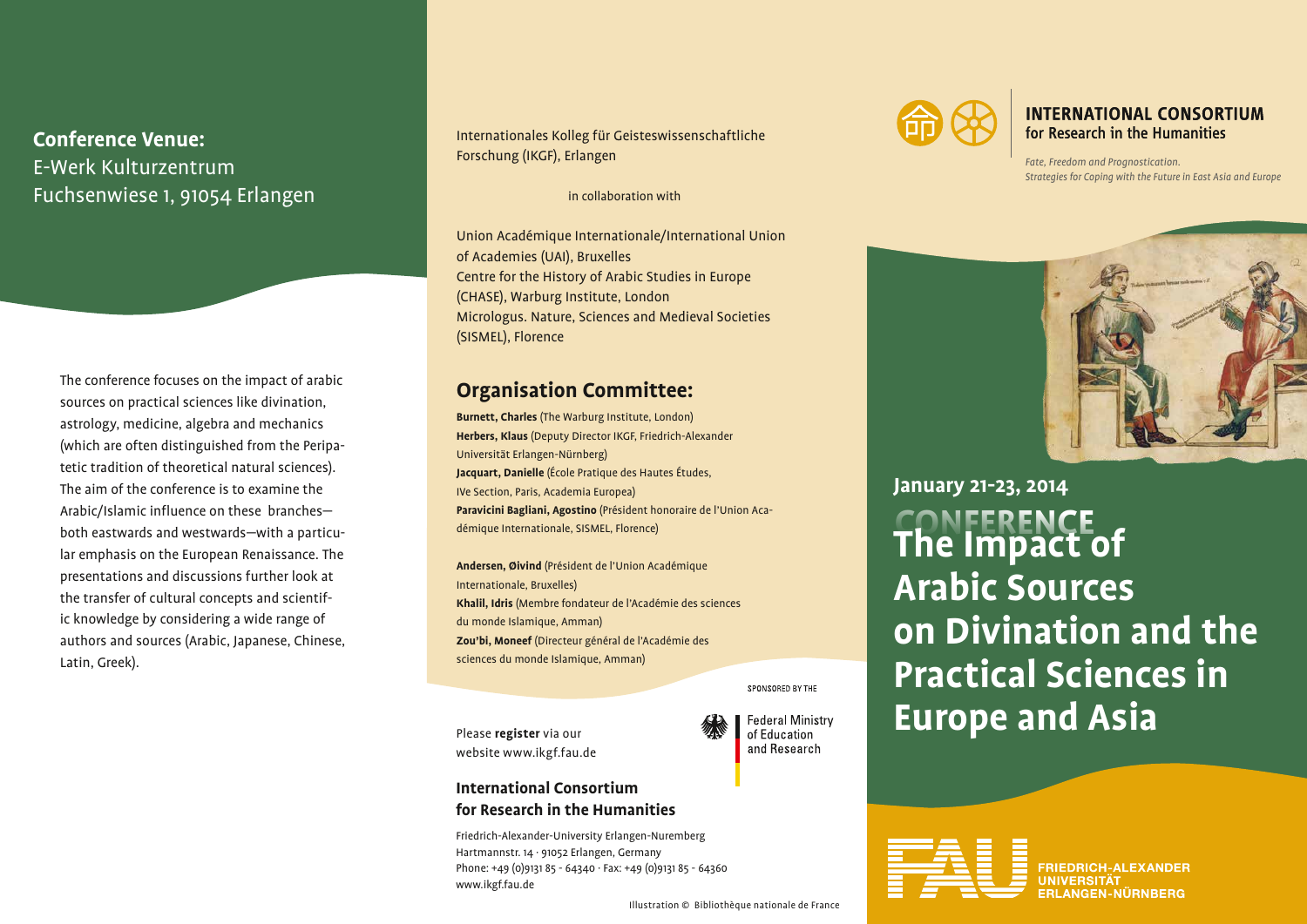## Conference Venue:

E-Werk Kulturzentrum
Fuchsenwiese 1, 91054 Erlangen

The conference focuses on the impact of arabic sources on practical sciences like divination, astrology, medicine, algebra and mechanics (which are often distinguished from the Peripatetic tradition of theoretical natural sciences). The aim of the conference is to examine the Arabic/Islamic influence on these branches—both eastwards and westwards—with a particular emphasis on the European Renaissance. The presentations and discussions further look at the transfer of cultural concepts and scientific knowledge by considering a wide range of authors and sources (Arabic, Japanese, Chinese, Latin, Greek).

Internationales Kolleg für Geisteswissenschaftliche Forschung (IKGF), Erlangen

in collaboration with

Union Académique Internationale/International Union of Academies (UAI), Bruxelles
Centre for the History of Arabic Studies in Europe (CHASE), Warburg Institute, London
Micrologus. Nature, Sciences and Medieval Societies (SISMEL), Florence

## Organisation Committee:

**Burnett, Charles** (The Warburg Institute, London)
**Herbers, Klaus** (Deputy Director IKGF, Friedrich-Alexander Universität Erlangen-Nürnberg)
**Jacquart, Danielle** (École Pratique des Hautes Études, IVe Section, Paris, Academia Europea)
**Paravicini Bagliani, Agostino** (Président honoraire de l'Union Académique Internationale, SISMEL, Florence)

**Andersen, Øivind** (Président de l'Union Académique Internationale, Bruxelles)
**Khalil, Idris** (Membre fondateur de l'Académie des sciences du monde Islamique, Amman)
**Zou'bi, Moneef** (Directeur général de l'Académie des sciences du monde Islamique, Amman)

SPONSORED BY THE

Federal Ministry of Education and Research

Please **register** via our website www.ikgf.fau.de

### International Consortium for Research in the Humanities

Friedrich-Alexander-University Erlangen-Nuremberg
Hartmannstr. 14 · 91052 Erlangen, Germany
Phone: +49 (0)9131 85 - 64340 · Fax: +49 (0)9131 85 - 64360
www.ikgf.fau.de

Illustration © Bibliothèque nationale de France

**INTERNATIONAL CONSORTIUM for Research in the Humanities**

*Fate, Freedom and Prognostication. Strategies for Coping with the Future in East Asia and Europe*

**January 21-23, 2014**

CONFERENCE

# The Impact of Arabic Sources on Divination and the Practical Sciences in Europe and Asia

FRIEDRICH-ALEXANDER UNIVERSITÄT ERLANGEN-NÜRNBERG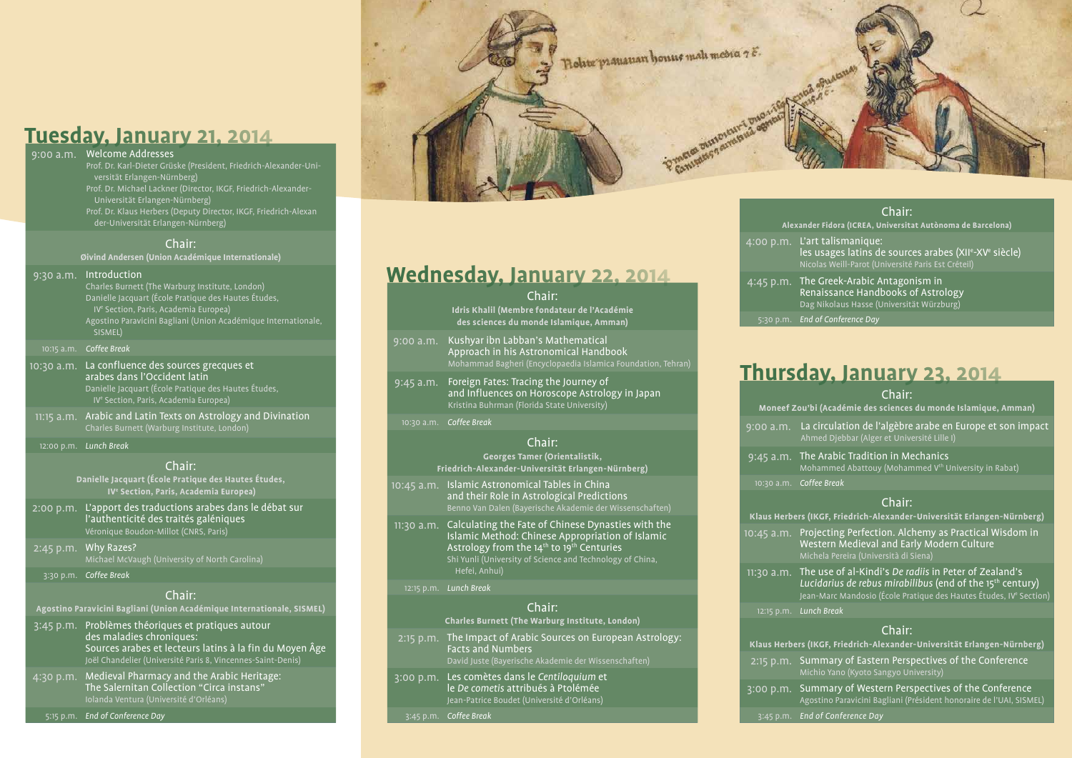## Tuesday, January 21, 2014

9:00 a.m. Welcome Addresses
Prof. Dr. Karl-Dieter Grüske (President, Friedrich-Alexander-Universität Erlangen-Nürnberg)
Prof. Dr. Michael Lackner (Director, IKGF, Friedrich-Alexander-Universität Erlangen-Nürnberg)
Prof. Dr. Klaus Herbers (Deputy Director, IKGF, Friedrich-Alexander-Universität Erlangen-Nürnberg)

**Chair:**
**Øivind Andersen (Union Académique Internationale)**

9:30 a.m. Introduction
Charles Burnett (The Warburg Institute, London)
Danielle Jacquart (École Pratique des Hautes Études, IV[e] Section, Paris, Academia Europea)
Agostino Paravicini Bagliani (Union Académique Internationale, SISMEL)

10:15 a.m. *Coffee Break*

10:30 a.m. La confluence des sources grecques et arabes dans l'Occident latin
Danielle Jacquart (École Pratique des Hautes Études, IV[e] Section, Paris, Academia Europea)

11:15 a.m. Arabic and Latin Texts on Astrology and Divination
Charles Burnett (Warburg Institute, London)

12:00 p.m. *Lunch Break*

**Chair:**
**Danielle Jacquart (École Pratique des Hautes Études, IV[e] Section, Paris, Academia Europea)**

2:00 p.m. L'apport des traductions arabes dans le débat sur l'authenticité des traités galéniques
Véronique Boudon-Millot (CNRS, Paris)

2:45 p.m. Why Razes?
Michael McVaugh (University of North Carolina)

3:30 p.m. *Coffee Break*

**Chair:**
**Agostino Paravicini Bagliani (Union Académique Internationale, SISMEL)**

3:45 p.m. Problèmes théoriques et pratiques autour des maladies chroniques: Sources arabes et lecteurs latins à la fin du Moyen Âge
Joël Chandelier (Université Paris 8, Vincennes-Saint-Denis)

4:30 p.m. Medieval Pharmacy and the Arabic Heritage: The Salernitan Collection "Circa instans"
Iolanda Ventura (Université d'Orléans)

5:15 p.m. *End of Conference Day*

## Wednesday, January 22, 2014

**Chair:**
**Idris Khalil (Membre fondateur de l'Académie des sciences du monde Islamique, Amman)**

9:00 a.m. Kushyar ibn Labban's Mathematical Approach in his Astronomical Handbook
Mohammad Bagheri (Encyclopaedia Islamica Foundation, Tehran)

9:45 a.m. Foreign Fates: Tracing the Journey of and Influences on Horoscope Astrology in Japan
Kristina Buhrman (Florida State University)

10:30 a.m. *Coffee Break*

**Chair:**
**Georges Tamer (Orientalistik, Friedrich-Alexander-Universität Erlangen-Nürnberg)**

10:45 a.m. Islamic Astronomical Tables in China and their Role in Astrological Predictions
Benno Van Dalen (Bayerische Akademie der Wissenschaften)

11:30 a.m. Calculating the Fate of Chinese Dynasties with the Islamic Method: Chinese Appropriation of Islamic Astrology from the 14[th] to 19[th] Centuries
Shi Yunli (University of Science and Technology of China, Hefei, Anhui)

12:15 p.m. *Lunch Break*

**Chair:**
**Charles Burnett (The Warburg Institute, London)**

2:15 p.m. The Impact of Arabic Sources on European Astrology: Facts and Numbers
David Juste (Bayerische Akademie der Wissenschaften)

3:00 p.m. Les comètes dans le *Centiloquium* et le *De cometis* attribués à Ptolémée
Jean-Patrice Boudet (Université d'Orléans)

3:45 p.m. *Coffee Break*

**Chair:**
**Alexander Fidora (ICREA, Universitat Autònoma de Barcelona)**

4:00 p.m. L'art talismanique: les usages latins de sources arabes (XII[e]-XV[e] siècle)
Nicolas Weill-Parot (Université Paris Est Créteil)

4:45 p.m. The Greek-Arabic Antagonism in Renaissance Handbooks of Astrology
Dag Nikolaus Hasse (Universität Würzburg)

5:30 p.m. *End of Conference Day*

## Thursday, January 23, 2014

**Chair:**
**Moneef Zou'bi (Académie des sciences du monde Islamique, Amman)**

9:00 a.m. La circulation de l'algèbre arabe en Europe et son impact
Ahmed Djebbar (Alger et Université Lille I)

9:45 a.m. The Arabic Tradition in Mechanics
Mohammed Abattouy (Mohammed V[th] University in Rabat)

10:30 a.m. *Coffee Break*

**Chair:**
**Klaus Herbers (IKGF, Friedrich-Alexander-Universität Erlangen-Nürnberg)**

10:45 a.m. Projecting Perfection. Alchemy as Practical Wisdom in Western Medieval and Early Modern Culture
Michela Pereira (Università di Siena)

11:30 a.m. The use of al-Kindi's *De radiis* in Peter of Zealand's *Lucidarius de rebus mirabilibus* (end of the 15[th] century)
Jean-Marc Mandosio (École Pratique des Hautes Études, IV[e] Section)

12:15 p.m. *Lunch Break*

**Chair:**
**Klaus Herbers (IKGF, Friedrich-Alexander-Universität Erlangen-Nürnberg)**

2:15 p.m. Summary of Eastern Perspectives of the Conference
Michio Yano (Kyoto Sangyo University)

3:00 p.m. Summary of Western Perspectives of the Conference
Agostino Paravicini Bagliani (Président honoraire de l'UAI, SISMEL)

3:45 p.m. *End of Conference Day*